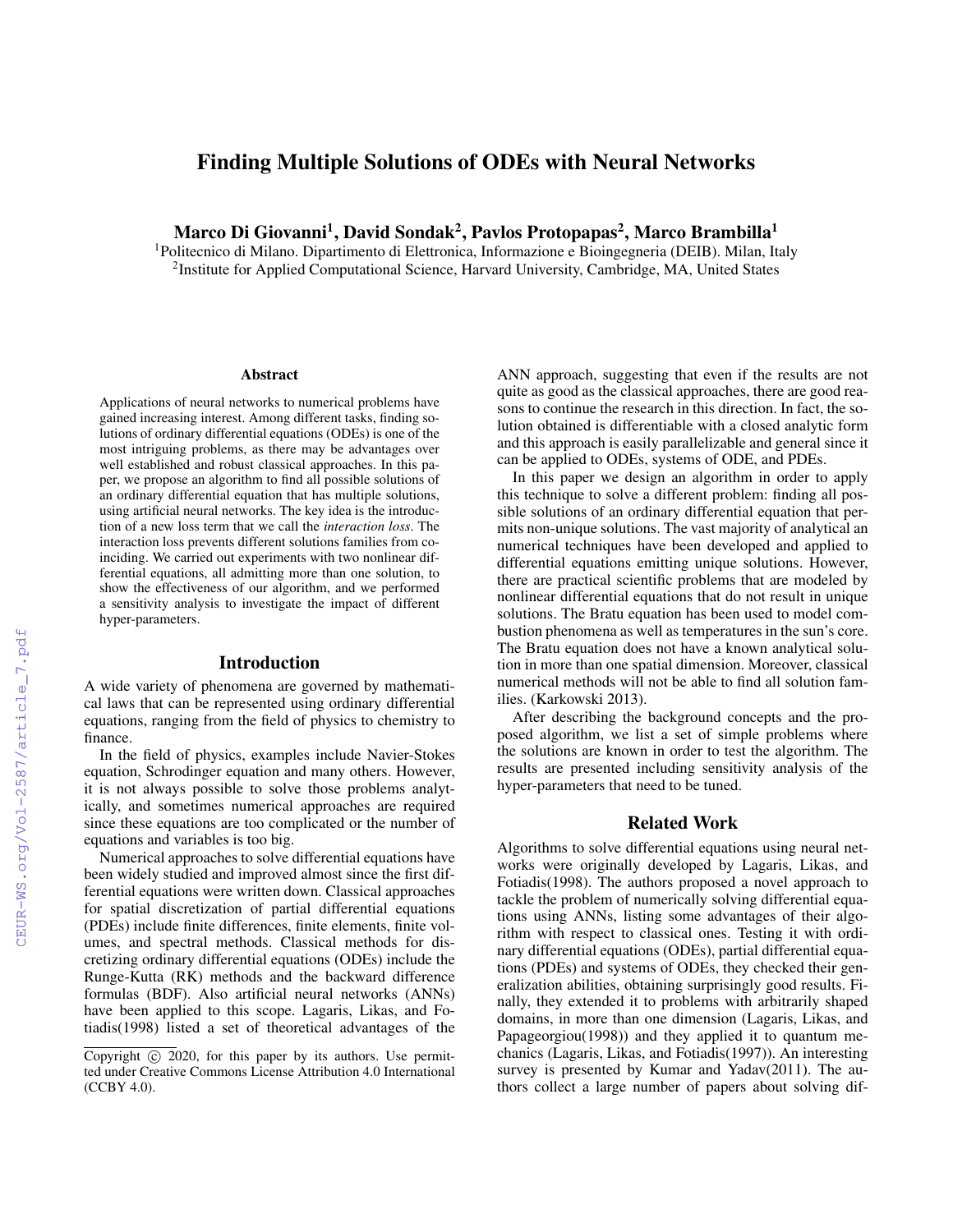# Finding Multiple Solutions of ODEs with Neural Networks

**Marco Di Giovanni[1], David Sondak[2], Pavlos Protopapas[2], Marco Brambilla[1]**

[1]Politecnico di Milano. Dipartimento di Elettronica, Informazione e Bioingegneria (DEIB). Milan, Italy
[2]Institute for Applied Computational Science, Harvard University, Cambridge, MA, United States

### Abstract

Applications of neural networks to numerical problems have gained increasing interest. Among different tasks, finding solutions of ordinary differential equations (ODEs) is one of the most intriguing problems, as there may be advantages over well established and robust classical approaches. In this paper, we propose an algorithm to find all possible solutions of an ordinary differential equation that has multiple solutions, using artificial neural networks. The key idea is the introduction of a new loss term that we call the *interaction loss*. The interaction loss prevents different solutions families from coinciding. We carried out experiments with two nonlinear differential equations, all admitting more than one solution, to show the effectiveness of our algorithm, and we performed a sensitivity analysis to investigate the impact of different hyper-parameters.

## Introduction

A wide variety of phenomena are governed by mathematical laws that can be represented using ordinary differential equations, ranging from the field of physics to chemistry to finance.

In the field of physics, examples include Navier-Stokes equation, Schrodinger equation and many others. However, it is not always possible to solve those problems analytically, and sometimes numerical approaches are required since these equations are too complicated or the number of equations and variables is too big.

Numerical approaches to solve differential equations have been widely studied and improved almost since the first differential equations were written down. Classical approaches for spatial discretization of partial differential equations (PDEs) include finite differences, finite elements, finite volumes, and spectral methods. Classical methods for discretizing ordinary differential equations (ODEs) include the Runge-Kutta (RK) methods and the backward difference formulas (BDF). Also artificial neural networks (ANNs) have been applied to this scope. Lagaris, Likas, and Fotiadis(1998) listed a set of theoretical advantages of the ANN approach, suggesting that even if the results are not quite as good as the classical approaches, there are good reasons to continue the research in this direction. In fact, the solution obtained is differentiable with a closed analytic form and this approach is easily parallelizable and general since it can be applied to ODEs, systems of ODE, and PDEs.

In this paper we design an algorithm in order to apply this technique to solve a different problem: finding all possible solutions of an ordinary differential equation that permits non-unique solutions. The vast majority of analytical an numerical techniques have been developed and applied to differential equations emitting unique solutions. However, there are practical scientific problems that are modeled by nonlinear differential equations that do not result in unique solutions. The Bratu equation has been used to model combustion phenomena as well as temperatures in the sun's core. The Bratu equation does not have a known analytical solution in more than one spatial dimension. Moreover, classical numerical methods will not be able to find all solution families. (Karkowski 2013).

After describing the background concepts and the proposed algorithm, we list a set of simple problems where the solutions are known in order to test the algorithm. The results are presented including sensitivity analysis of the hyper-parameters that need to be tuned.

## Related Work

Algorithms to solve differential equations using neural networks were originally developed by Lagaris, Likas, and Fotiadis(1998). The authors proposed a novel approach to tackle the problem of numerically solving differential equations using ANNs, listing some advantages of their algorithm with respect to classical ones. Testing it with ordinary differential equations (ODEs), partial differential equations (PDEs) and systems of ODEs, they checked their generalization abilities, obtaining surprisingly good results. Finally, they extended it to problems with arbitrarily shaped domains, in more than one dimension (Lagaris, Likas, and Papageorgiou(1998)) and they applied it to quantum mechanics (Lagaris, Likas, and Fotiadis(1997)). An interesting survey is presented by Kumar and Yadav(2011). The authors collect a large number of papers about solving dif-

Copyright © 2020, for this paper by its authors. Use permitted under Creative Commons License Attribution 4.0 International (CCBY 4.0).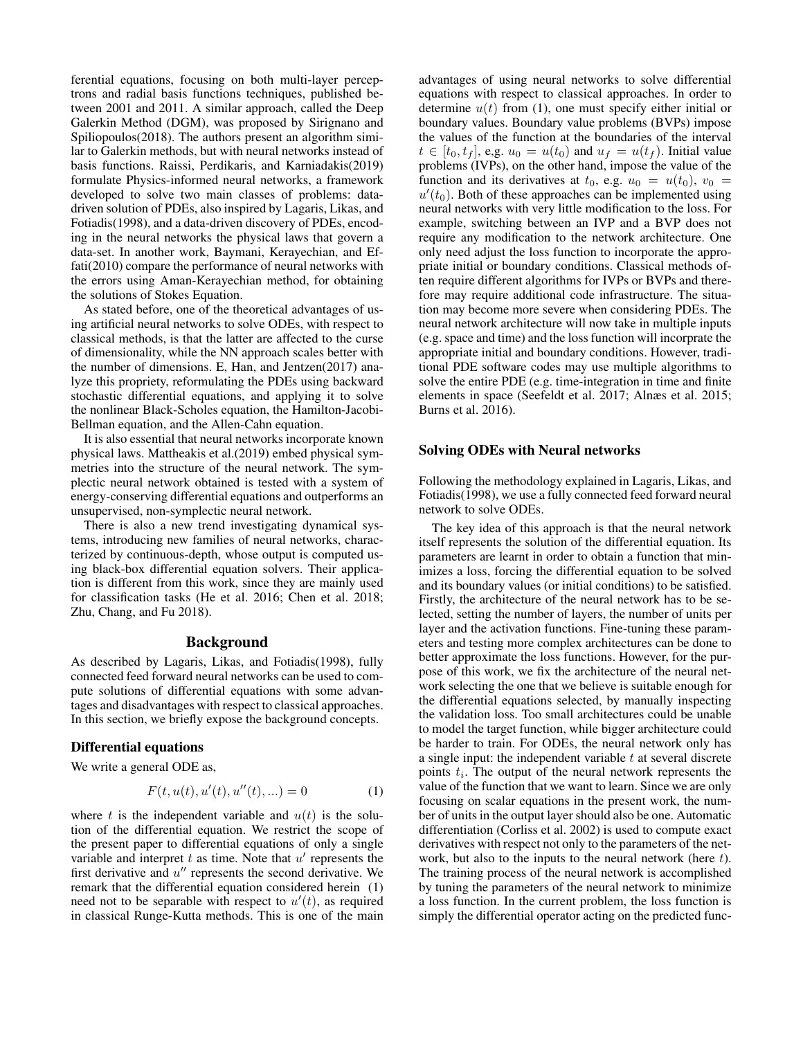ferential equations, focusing on both multi-layer perceptrons and radial basis functions techniques, published between 2001 and 2011. A similar approach, called the Deep Galerkin Method (DGM), was proposed by Sirignano and Spiliopoulos(2018). The authors present an algorithm similar to Galerkin methods, but with neural networks instead of basis functions. Raissi, Perdikaris, and Karniadakis(2019) formulate Physics-informed neural networks, a framework developed to solve two main classes of problems: data-driven solution of PDEs, also inspired by Lagaris, Likas, and Fotiadis(1998), and a data-driven discovery of PDEs, encoding in the neural networks the physical laws that govern a data-set. In another work, Baymani, Kerayechian, and Effati(2010) compare the performance of neural networks with the errors using Aman-Kerayechian method, for obtaining the solutions of Stokes Equation.

As stated before, one of the theoretical advantages of using artificial neural networks to solve ODEs, with respect to classical methods, is that the latter are affected to the curse of dimensionality, while the NN approach scales better with the number of dimensions. E, Han, and Jentzen(2017) analyze this propriety, reformulating the PDEs using backward stochastic differential equations, and applying it to solve the nonlinear Black-Scholes equation, the Hamilton-Jacobi-Bellman equation, and the Allen-Cahn equation.

It is also essential that neural networks incorporate known physical laws. Mattheakis et al.(2019) embed physical symmetries into the structure of the neural network. The symplectic neural network obtained is tested with a system of energy-conserving differential equations and outperforms an unsupervised, non-symplectic neural network.

There is also a new trend investigating dynamical systems, introducing new families of neural networks, characterized by continuous-depth, whose output is computed using black-box differential equation solvers. Their application is different from this work, since they are mainly used for classification tasks (He et al. 2016; Chen et al. 2018; Zhu, Chang, and Fu 2018).

## Background

As described by Lagaris, Likas, and Fotiadis(1998), fully connected feed forward neural networks can be used to compute solutions of differential equations with some advantages and disadvantages with respect to classical approaches. In this section, we briefly expose the background concepts.

### Differential equations

We write a general ODE as,

$$F(t, u(t), u'(t), u''(t), ...) = 0 \tag{1}$$

where $t$ is the independent variable and $u(t)$ is the solution of the differential equation. We restrict the scope of the present paper to differential equations of only a single variable and interpret $t$ as time. Note that $u'$ represents the first derivative and $u''$ represents the second derivative. We remark that the differential equation considered herein (1) need not to be separable with respect to $u'(t)$, as required in classical Runge-Kutta methods. This is one of the main advantages of using neural networks to solve differential equations with respect to classical approaches. In order to determine $u(t)$ from (1), one must specify either initial or boundary values. Boundary value problems (BVPs) impose the values of the function at the boundaries of the interval $t \in [t_0, t_f]$, e,g. $u_0 = u(t_0)$ and $u_f = u(t_f)$. Initial value problems (IVPs), on the other hand, impose the value of the function and its derivatives at $t_0$, e.g. $u_0 = u(t_0)$, $v_0 = u'(t_0)$. Both of these approaches can be implemented using neural networks with very little modification to the loss. For example, switching between an IVP and a BVP does not require any modification to the network architecture. One only need adjust the loss function to incorporate the appropriate initial or boundary conditions. Classical methods often require different algorithms for IVPs or BVPs and therefore may require additional code infrastructure. The situation may become more severe when considering PDEs. The neural network architecture will now take in multiple inputs (e.g. space and time) and the loss function will incorprate the appropriate initial and boundary conditions. However, traditional PDE software codes may use multiple algorithms to solve the entire PDE (e.g. time-integration in time and finite elements in space (Seefeldt et al. 2017; Alnæs et al. 2015; Burns et al. 2016).

### Solving ODEs with Neural networks

Following the methodology explained in Lagaris, Likas, and Fotiadis(1998), we use a fully connected feed forward neural network to solve ODEs.

The key idea of this approach is that the neural network itself represents the solution of the differential equation. Its parameters are learnt in order to obtain a function that minimizes a loss, forcing the differential equation to be solved and its boundary values (or initial conditions) to be satisfied. Firstly, the architecture of the neural network has to be selected, setting the number of layers, the number of units per layer and the activation functions. Fine-tuning these parameters and testing more complex architectures can be done to better approximate the loss functions. However, for the purpose of this work, we fix the architecture of the neural network selecting the one that we believe is suitable enough for the differential equations selected, by manually inspecting the validation loss. Too small architectures could be unable to model the target function, while bigger architecture could be harder to train. For ODEs, the neural network only has a single input: the independent variable $t$ at several discrete points $t_i$. The output of the neural network represents the value of the function that we want to learn. Since we are only focusing on scalar equations in the present work, the number of units in the output layer should also be one. Automatic differentiation (Corliss et al. 2002) is used to compute exact derivatives with respect not only to the parameters of the network, but also to the inputs to the neural network (here $t$). The training process of the neural network is accomplished by tuning the parameters of the neural network to minimize a loss function. In the current problem, the loss function is simply the differential operator acting on the predicted func-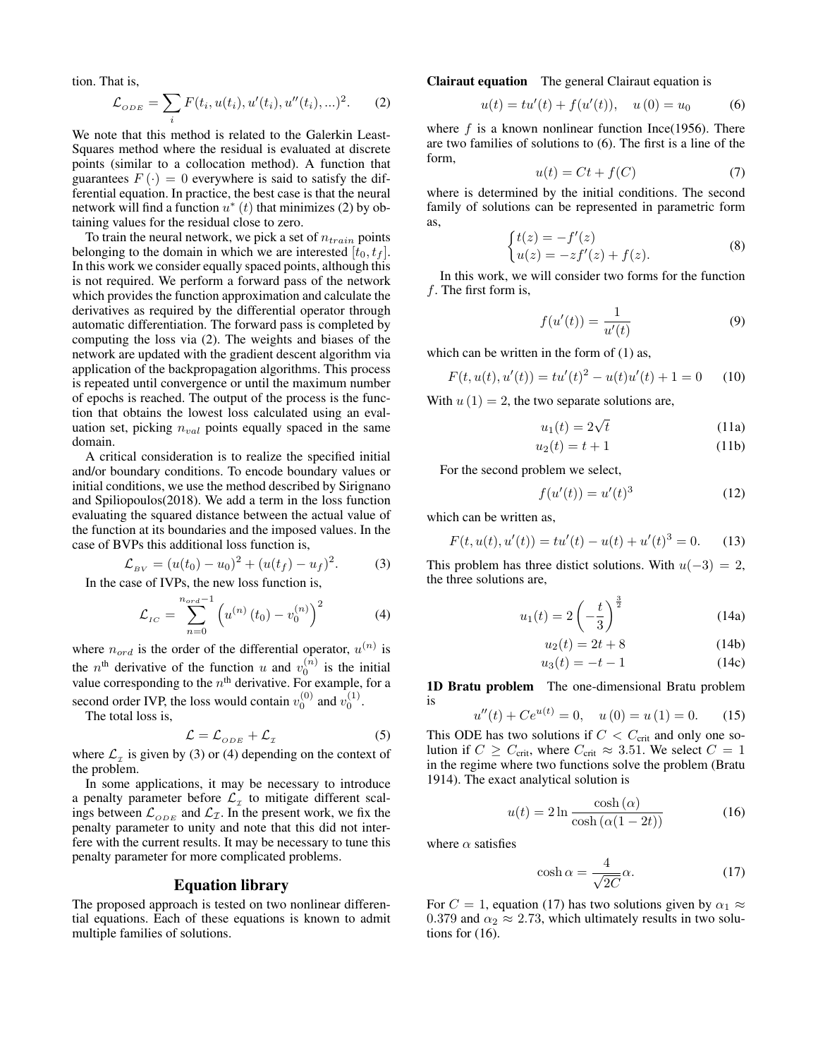tion. That is,

$$\mathcal{L}_{_{ODE}} = \sum_i F(t_i, u(t_i), u'(t_i), u''(t_i), ...)^2. \qquad (2)$$

We note that this method is related to the Galerkin Least-Squares method where the residual is evaluated at discrete points (similar to a collocation method). A function that guarantees $F(\cdot) = 0$ everywhere is said to satisfy the differential equation. In practice, the best case is that the neural network will find a function $u^*(t)$ that minimizes (2) by obtaining values for the residual close to zero.

To train the neural network, we pick a set of $n_{train}$ points belonging to the domain in which we are interested $[t_0, t_f]$. In this work we consider equally spaced points, although this is not required. We perform a forward pass of the network which provides the function approximation and calculate the derivatives as required by the differential operator through automatic differentiation. The forward pass is completed by computing the loss via (2). The weights and biases of the network are updated with the gradient descent algorithm via application of the backpropagation algorithms. This process is repeated until convergence or until the maximum number of epochs is reached. The output of the process is the function that obtains the lowest loss calculated using an evaluation set, picking $n_{val}$ points equally spaced in the same domain.

A critical consideration is to realize the specified initial and/or boundary conditions. To encode boundary values or initial conditions, we use the method described by Sirignano and Spiliopoulos(2018). We add a term in the loss function evaluating the squared distance between the actual value of the function at its boundaries and the imposed values. In the case of BVPs this additional loss function is,

$$\mathcal{L}_{_{BV}} = (u(t_0) - u_0)^2 + (u(t_f) - u_f)^2. \qquad (3)$$

In the case of IVPs, the new loss function is,

$$\mathcal{L}_{_{IC}} = \sum_{n=0}^{n_{ord}-1} \left( u^{(n)}(t_0) - v_0^{(n)} \right)^2 \qquad (4)$$

where $n_{ord}$ is the order of the differential operator, $u^{(n)}$ is the $n^{\text{th}}$ derivative of the function $u$ and $v_0^{(n)}$ is the initial value corresponding to the $n^{\text{th}}$ derivative. For example, for a second order IVP, the loss would contain $v_0^{(0)}$ and $v_0^{(1)}$.

The total loss is,

$$\mathcal{L} = \mathcal{L}_{_{ODE}} + \mathcal{L}_{_{\mathcal{I}}} \qquad (5)$$

where $\mathcal{L}_{_{\mathcal{I}}}$ is given by (3) or (4) depending on the context of the problem.

In some applications, it may be necessary to introduce a penalty parameter before $\mathcal{L}_{_{\mathcal{I}}}$ to mitigate different scalings between $\mathcal{L}_{_{ODE}}$ and $\mathcal{L}_{\mathcal{I}}$. In the present work, we fix the penalty parameter to unity and note that this did not interfere with the current results. It may be necessary to tune this penalty parameter for more complicated problems.

## Equation library

The proposed approach is tested on two nonlinear differential equations. Each of these equations is known to admit multiple families of solutions.

**Clairaut equation** The general Clairaut equation is

$$u(t) = tu'(t) + f(u'(t)), \quad u(0) = u_0 \qquad (6)$$

where $f$ is a known nonlinear function Ince(1956). There are two families of solutions to (6). The first is a line of the form,

$$u(t) = Ct + f(C) \qquad (7)$$

where is determined by the initial conditions. The second family of solutions can be represented in parametric form as,

$$\begin{cases} t(z) = -f'(z) \\ u(z) = -zf'(z) + f(z). \end{cases} \qquad (8)$$

In this work, we will consider two forms for the function $f$. The first form is,

$$f(u'(t)) = \frac{1}{u'(t)} \qquad (9)$$

which can be written in the form of (1) as,

$$F(t, u(t), u'(t)) = tu'(t)^2 - u(t)u'(t) + 1 = 0 \qquad (10)$$

With $u(1) = 2$, the two separate solutions are,

$$u_1(t) = 2\sqrt{t} \qquad (11a)$$

$$u_2(t) = t + 1 \qquad (11b)$$

For the second problem we select,

$$f(u'(t)) = u'(t)^3 \qquad (12)$$

which can be written as,

$$F(t, u(t), u'(t)) = tu'(t) - u(t) + u'(t)^3 = 0. \qquad (13)$$

This problem has three distict solutions. With $u(-3) = 2$, the three solutions are,

$$u_1(t) = 2\left(-\frac{t}{3}\right)^{\frac{3}{2}} \qquad (14a)$$

$$u_2(t) = 2t + 8 \qquad (14b)$$

$$u_3(t) = -t - 1 \qquad (14c)$$

**1D Bratu problem** The one-dimensional Bratu problem is

$$u''(t) + Ce^{u(t)} = 0, \quad u(0) = u(1) = 0. \qquad (15)$$

This ODE has two solutions if $C < C_{\text{crit}}$ and only one solution if $C \geq C_{\text{crit}}$, where $C_{\text{crit}} \approx 3.51$. We select $C = 1$ in the regime where two functions solve the problem (Bratu 1914). The exact analytical solution is

$$u(t) = 2 \ln \frac{\cosh(\alpha)}{\cosh(\alpha(1 - 2t))} \qquad (16)$$

where $\alpha$ satisfies

$$\cosh \alpha = \frac{4}{\sqrt{2C}} \alpha. \qquad (17)$$

For $C = 1$, equation (17) has two solutions given by $\alpha_1 \approx 0.379$ and $\alpha_2 \approx 2.73$, which ultimately results in two solutions for (16).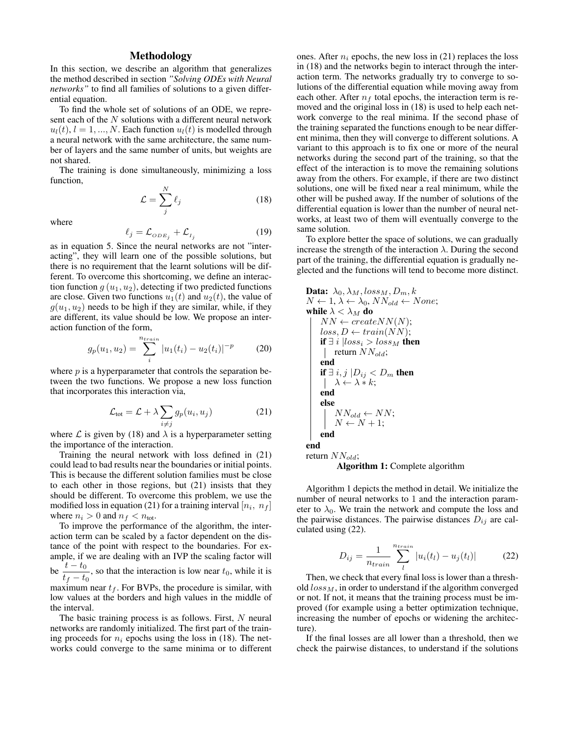## Methodology

In this section, we describe an algorithm that generalizes the method described in section *"Solving ODEs with Neural networks"* to find all families of solutions to a given differential equation.

To find the whole set of solutions of an ODE, we represent each of the $N$ solutions with a different neural network $u_l(t), l = 1, ..., N$. Each function $u_l(t)$ is modelled through a neural network with the same architecture, the same number of layers and the same number of units, but weights are not shared.

The training is done simultaneously, minimizing a loss function,

$$\mathcal{L} = \sum_{j}^{N} \ell_j \tag{18}$$

where

$$\ell_j = \mathcal{L}_{ODE_j} + \mathcal{L}_{I_j} \tag{19}$$

as in equation 5. Since the neural networks are not "interacting", they will learn one of the possible solutions, but there is no requirement that the learnt solutions will be different. To overcome this shortcoming, we define an interaction function $g(u_1, u_2)$, detecting if two predicted functions are close. Given two functions $u_1(t)$ and $u_2(t)$, the value of $g(u_1, u_2)$ needs to be high if they are similar, while, if they are different, its value should be low. We propose an interaction function of the form,

$$g_p(u_1, u_2) = \sum_{i}^{n_{train}} |u_1(t_i) - u_2(t_i)|^{-p} \tag{20}$$

where $p$ is a hyperparameter that controls the separation between the two functions. We propose a new loss function that incorporates this interaction via,

$$\mathcal{L}_{\text{tot}} = \mathcal{L} + \lambda \sum_{i \neq j} g_p(u_i, u_j) \tag{21}$$

where $\mathcal{L}$ is given by (18) and $\lambda$ is a hyperparameter setting the importance of the interaction.

Training the neural network with loss defined in (21) could lead to bad results near the boundaries or initial points. This is because the different solution families must be close to each other in those regions, but (21) insists that they should be different. To overcome this problem, we use the modified loss in equation (21) for a training interval $[n_i,\ n_f]$ where $n_i > 0$ and $n_f < n_{\text{tot}}$.

To improve the performance of the algorithm, the interaction term can be scaled by a factor dependent on the distance of the point with respect to the boundaries. For example, if we are dealing with an IVP the scaling factor will be $\dfrac{t - t_0}{t_f - t_0}$, so that the interaction is low near $t_0$, while it is maximum near $t_f$. For BVPs, the procedure is similar, with low values at the borders and high values in the middle of the interval.

The basic training process is as follows. First, $N$ neural networks are randomly initialized. The first part of the training proceeds for $n_i$ epochs using the loss in (18). The networks could converge to the same minima or to different ones. After $n_i$ epochs, the new loss in (21) replaces the loss in (18) and the networks begin to interact through the interaction term. The networks gradually try to converge to solutions of the differential equation while moving away from each other. After $n_f$ total epochs, the interaction term is removed and the original loss in (18) is used to help each network converge to the real minima. If the second phase of the training separated the functions enough to be near different minima, then they will converge to different solutions. A variant to this approach is to fix one or more of the neural networks during the second part of the training, so that the effect of the interaction is to move the remaining solutions away from the others. For example, if there are two distinct solutions, one will be fixed near a real minimum, while the other will be pushed away. If the number of solutions of the differential equation is lower than the number of neural networks, at least two of them will eventually converge to the same solution.

To explore better the space of solutions, we can gradually increase the strength of the interaction $\lambda$. During the second part of the training, the differential equation is gradually neglected and the functions will tend to become more distinct.

**Data:** $\lambda_0, \lambda_M, loss_M, D_m, k$
$N \leftarrow 1, \lambda \leftarrow \lambda_0, NN_{old} \leftarrow None$;
**while** $\lambda < \lambda_M$ **do**
  $NN \leftarrow createNN(N)$;
  $loss, D \leftarrow train(NN)$;
  **if** $\exists\ i\ |loss_i > loss_M$ **then**
    return $NN_{old}$;
  **end**
  **if** $\exists\ i, j\ |D_{ij} < D_m$ **then**
    $\lambda \leftarrow \lambda * k$;
  **end**
  **else**
    $NN_{old} \leftarrow NN$;
    $N \leftarrow N + 1$;
  **end**
**end**
return $NN_{old}$;

**Algorithm 1:** Complete algorithm

Algorithm 1 depicts the method in detail. We initialize the number of neural networks to 1 and the interaction parameter to $\lambda_0$. We train the network and compute the loss and the pairwise distances. The pairwise distances $D_{ij}$ are calculated using (22).

$$D_{ij} = \frac{1}{n_{train}} \sum_{l}^{n_{train}} |u_i(t_l) - u_j(t_l)| \tag{22}$$

Then, we check that every final loss is lower than a threshold $loss_M$, in order to understand if the algorithm converged or not. If not, it means that the training process must be improved (for example using a better optimization technique, increasing the number of epochs or widening the architecture).

If the final losses are all lower than a threshold, then we check the pairwise distances, to understand if the solutions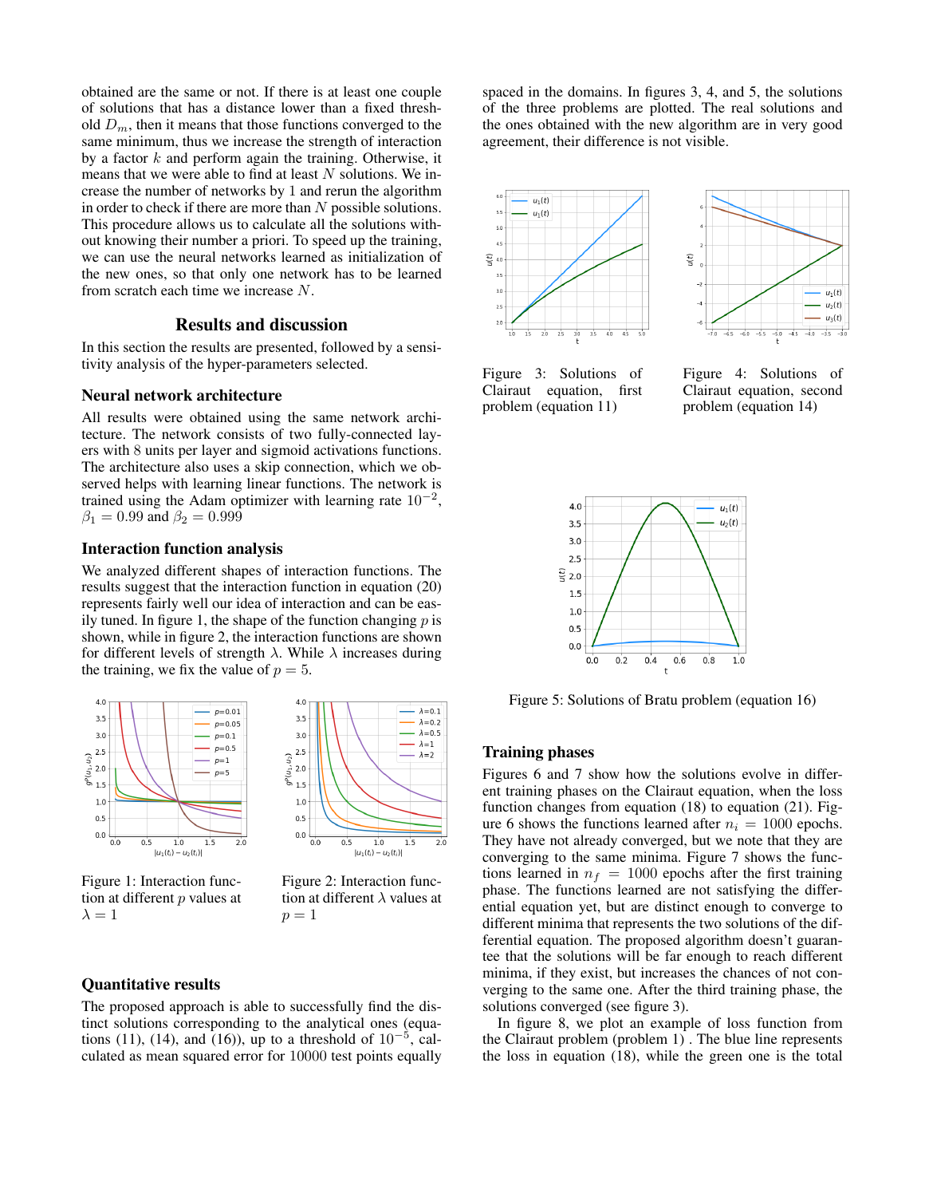obtained are the same or not. If there is at least one couple of solutions that has a distance lower than a fixed threshold $D_m$, then it means that those functions converged to the same minimum, thus we increase the strength of interaction by a factor $k$ and perform again the training. Otherwise, it means that we were able to find at least $N$ solutions. We increase the number of networks by 1 and rerun the algorithm in order to check if there are more than $N$ possible solutions. This procedure allows us to calculate all the solutions without knowing their number a priori. To speed up the training, we can use the neural networks learned as initialization of the new ones, so that only one network has to be learned from scratch each time we increase $N$.

## Results and discussion

In this section the results are presented, followed by a sensitivity analysis of the hyper-parameters selected.

### Neural network architecture

All results were obtained using the same network architecture. The network consists of two fully-connected layers with 8 units per layer and sigmoid activations functions. The architecture also uses a skip connection, which we observed helps with learning linear functions. The network is trained using the Adam optimizer with learning rate $10^{-2}$, $\beta_1 = 0.99$ and $\beta_2 = 0.999$

### Interaction function analysis

We analyzed different shapes of interaction functions. The results suggest that the interaction function in equation (20) represents fairly well our idea of interaction and can be easily tuned. In figure 1, the shape of the function changing $p$ is shown, while in figure 2, the interaction functions are shown for different levels of strength $\lambda$. While $\lambda$ increases during the training, we fix the value of $p = 5$.

Figure 1: Interaction function at different $p$ values at $\lambda = 1$

Figure 2: Interaction function at different $\lambda$ values at $p = 1$

### Quantitative results

The proposed approach is able to successfully find the distinct solutions corresponding to the analytical ones (equations (11), (14), and (16)), up to a threshold of $10^{-5}$, calculated as mean squared error for 10000 test points equally spaced in the domains. In figures 3, 4, and 5, the solutions of the three problems are plotted. The real solutions and the ones obtained with the new algorithm are in very good agreement, their difference is not visible.

Figure 3: Solutions of Clairaut equation, first problem (equation 11)

Figure 4: Solutions of Clairaut equation, second problem (equation 14)

Figure 5: Solutions of Bratu problem (equation 16)

### Training phases

Figures 6 and 7 show how the solutions evolve in different training phases on the Clairaut equation, when the loss function changes from equation (18) to equation (21). Figure 6 shows the functions learned after $n_i = 1000$ epochs. They have not already converged, but we note that they are converging to the same minima. Figure 7 shows the functions learned in $n_f = 1000$ epochs after the first training phase. The functions learned are not satisfying the differential equation yet, but are distinct enough to converge to different minima that represents the two solutions of the differential equation. The proposed algorithm doesn't guarantee that the solutions will be far enough to reach different minima, if they exist, but increases the chances of not converging to the same one. After the third training phase, the solutions converged (see figure 3).

In figure 8, we plot an example of loss function from the Clairaut problem (problem 1) . The blue line represents the loss in equation (18), while the green one is the total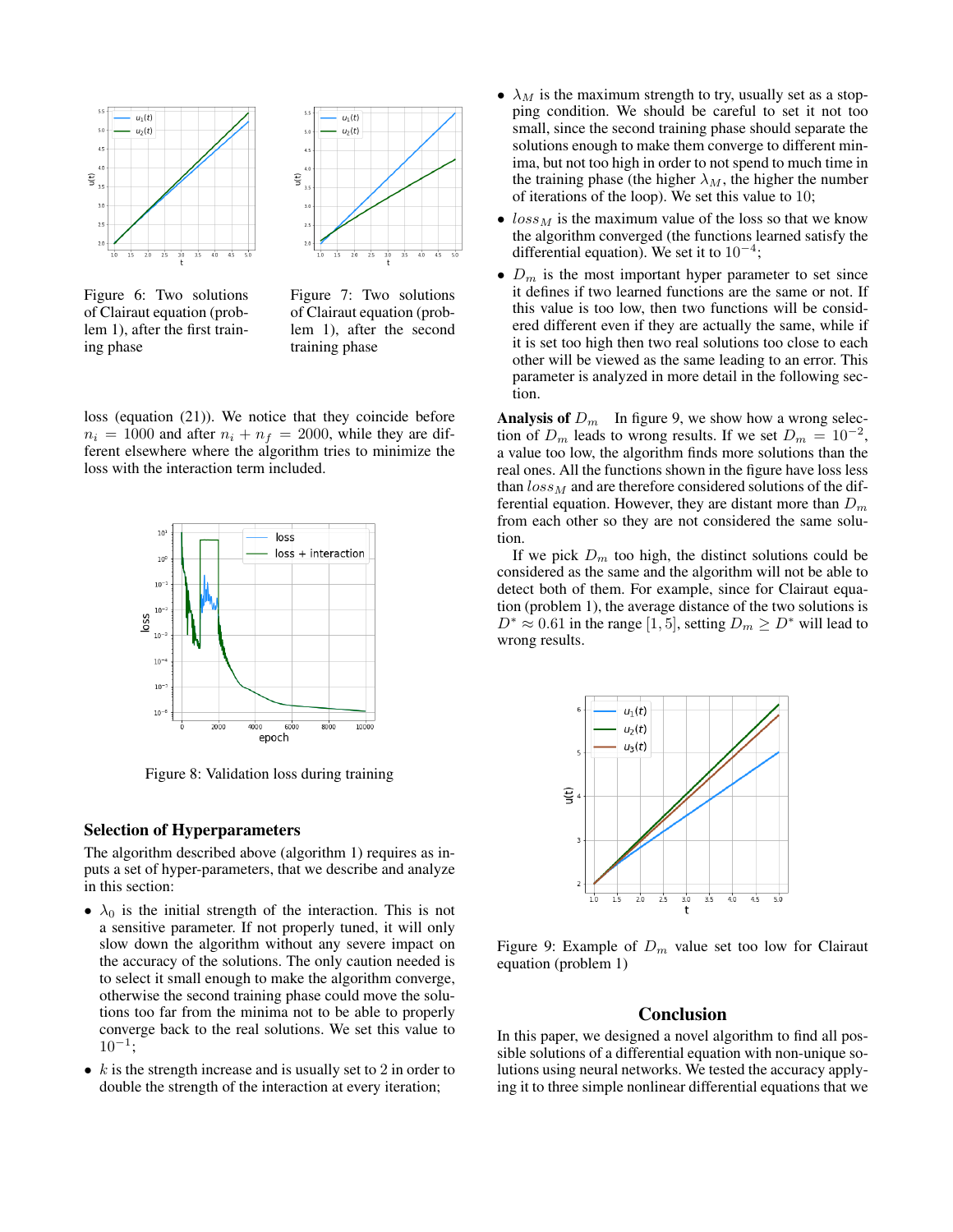Figure 6: Two solutions of Clairaut equation (problem 1), after the first training phase

Figure 7: Two solutions of Clairaut equation (problem 1), after the second training phase

loss (equation (21)). We notice that they coincide before $n_i = 1000$ and after $n_i + n_f = 2000$, while they are different elsewhere where the algorithm tries to minimize the loss with the interaction term included.

Figure 8: Validation loss during training

### Selection of Hyperparameters

The algorithm described above (algorithm 1) requires as inputs a set of hyper-parameters, that we describe and analyze in this section:

- $\lambda_0$ is the initial strength of the interaction. This is not a sensitive parameter. If not properly tuned, it will only slow down the algorithm without any severe impact on the accuracy of the solutions. The only caution needed is to select it small enough to make the algorithm converge, otherwise the second training phase could move the solutions too far from the minima not to be able to properly converge back to the real solutions. We set this value to $10^{-1}$;
- $k$ is the strength increase and is usually set to 2 in order to double the strength of the interaction at every iteration;
- $\lambda_M$ is the maximum strength to try, usually set as a stopping condition. We should be careful to set it not too small, since the second training phase should separate the solutions enough to make them converge to different minima, but not too high in order to not spend to much time in the training phase (the higher $\lambda_M$, the higher the number of iterations of the loop). We set this value to 10;
- $loss_M$ is the maximum value of the loss so that we know the algorithm converged (the functions learned satisfy the differential equation). We set it to $10^{-4}$;
- $D_m$ is the most important hyper parameter to set since it defines if two learned functions are the same or not. If this value is too low, then two functions will be considered different even if they are actually the same, while if it is set too high then two real solutions too close to each other will be viewed as the same leading to an error. This parameter is analyzed in more detail in the following section.

**Analysis of $D_m$** In figure 9, we show how a wrong selection of $D_m$ leads to wrong results. If we set $D_m = 10^{-2}$, a value too low, the algorithm finds more solutions than the real ones. All the functions shown in the figure have loss less than $loss_M$ and are therefore considered solutions of the differential equation. However, they are distant more than $D_m$ from each other so they are not considered the same solution.

If we pick $D_m$ too high, the distinct solutions could be considered as the same and the algorithm will not be able to detect both of them. For example, since for Clairaut equation (problem 1), the average distance of the two solutions is $D^* \approx 0.61$ in the range $[1, 5]$, setting $D_m \geq D^*$ will lead to wrong results.

Figure 9: Example of $D_m$ value set too low for Clairaut equation (problem 1)

## Conclusion

In this paper, we designed a novel algorithm to find all possible solutions of a differential equation with non-unique solutions using neural networks. We tested the accuracy applying it to three simple nonlinear differential equations that we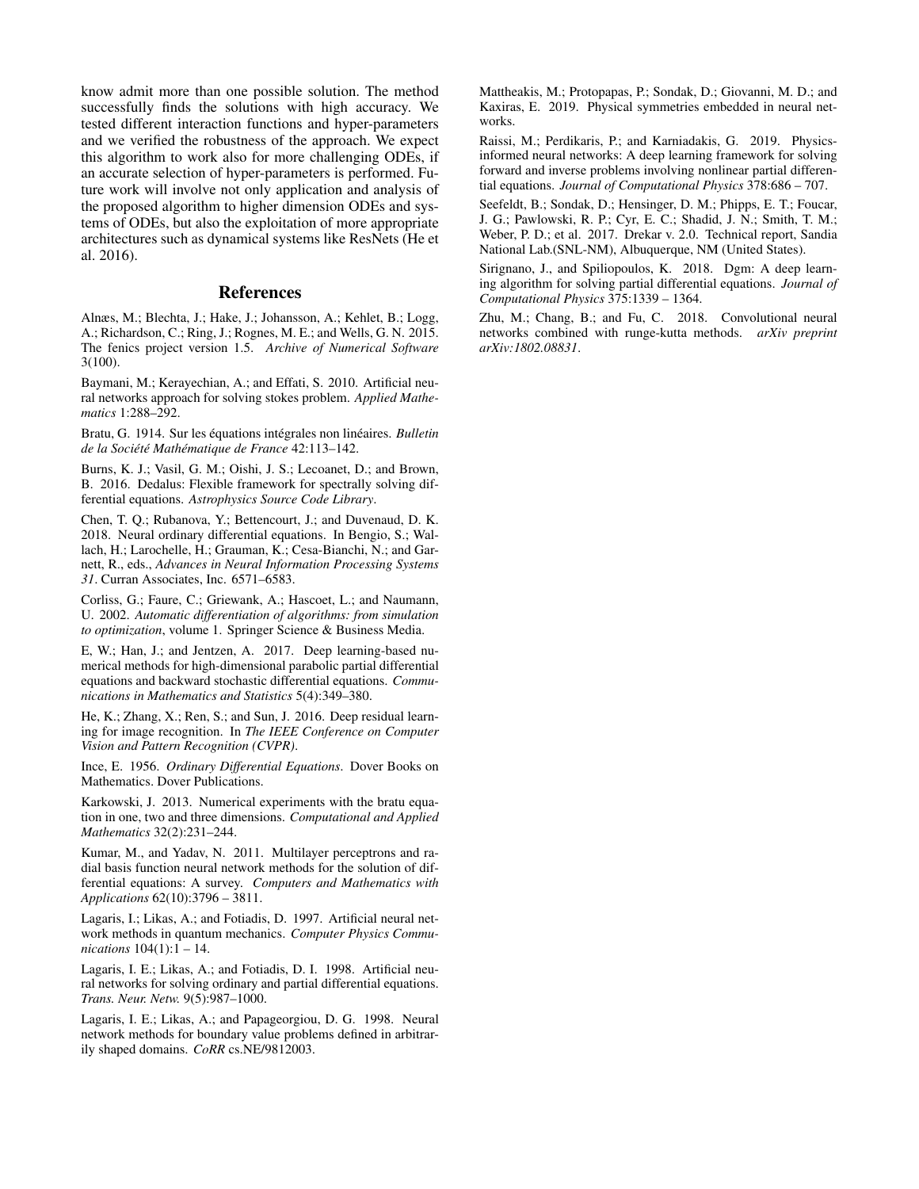know admit more than one possible solution. The method successfully finds the solutions with high accuracy. We tested different interaction functions and hyper-parameters and we verified the robustness of the approach. We expect this algorithm to work also for more challenging ODEs, if an accurate selection of hyper-parameters is performed. Future work will involve not only application and analysis of the proposed algorithm to higher dimension ODEs and systems of ODEs, but also the exploitation of more appropriate architectures such as dynamical systems like ResNets (He et al. 2016).

## References

Alnæs, M.; Blechta, J.; Hake, J.; Johansson, A.; Kehlet, B.; Logg, A.; Richardson, C.; Ring, J.; Rognes, M. E.; and Wells, G. N. 2015. The fenics project version 1.5. *Archive of Numerical Software* 3(100).

Baymani, M.; Kerayechian, A.; and Effati, S. 2010. Artificial neural networks approach for solving stokes problem. *Applied Mathematics* 1:288–292.

Bratu, G. 1914. Sur les équations intégrales non linéaires. *Bulletin de la Société Mathématique de France* 42:113–142.

Burns, K. J.; Vasil, G. M.; Oishi, J. S.; Lecoanet, D.; and Brown, B. 2016. Dedalus: Flexible framework for spectrally solving differential equations. *Astrophysics Source Code Library*.

Chen, T. Q.; Rubanova, Y.; Bettencourt, J.; and Duvenaud, D. K. 2018. Neural ordinary differential equations. In Bengio, S.; Wallach, H.; Larochelle, H.; Grauman, K.; Cesa-Bianchi, N.; and Garnett, R., eds., *Advances in Neural Information Processing Systems 31*. Curran Associates, Inc. 6571–6583.

Corliss, G.; Faure, C.; Griewank, A.; Hascoet, L.; and Naumann, U. 2002. *Automatic differentiation of algorithms: from simulation to optimization*, volume 1. Springer Science & Business Media.

E, W.; Han, J.; and Jentzen, A. 2017. Deep learning-based numerical methods for high-dimensional parabolic partial differential equations and backward stochastic differential equations. *Communications in Mathematics and Statistics* 5(4):349–380.

He, K.; Zhang, X.; Ren, S.; and Sun, J. 2016. Deep residual learning for image recognition. In *The IEEE Conference on Computer Vision and Pattern Recognition (CVPR)*.

Ince, E. 1956. *Ordinary Differential Equations*. Dover Books on Mathematics. Dover Publications.

Karkowski, J. 2013. Numerical experiments with the bratu equation in one, two and three dimensions. *Computational and Applied Mathematics* 32(2):231–244.

Kumar, M., and Yadav, N. 2011. Multilayer perceptrons and radial basis function neural network methods for the solution of differential equations: A survey. *Computers and Mathematics with Applications* 62(10):3796 – 3811.

Lagaris, I.; Likas, A.; and Fotiadis, D. 1997. Artificial neural network methods in quantum mechanics. *Computer Physics Communications* 104(1):1 – 14.

Lagaris, I. E.; Likas, A.; and Fotiadis, D. I. 1998. Artificial neural networks for solving ordinary and partial differential equations. *Trans. Neur. Netw.* 9(5):987–1000.

Lagaris, I. E.; Likas, A.; and Papageorgiou, D. G. 1998. Neural network methods for boundary value problems defined in arbitrarily shaped domains. *CoRR* cs.NE/9812003.

Mattheakis, M.; Protopapas, P.; Sondak, D.; Giovanni, M. D.; and Kaxiras, E. 2019. Physical symmetries embedded in neural networks.

Raissi, M.; Perdikaris, P.; and Karniadakis, G. 2019. Physics-informed neural networks: A deep learning framework for solving forward and inverse problems involving nonlinear partial differential equations. *Journal of Computational Physics* 378:686 – 707.

Seefeldt, B.; Sondak, D.; Hensinger, D. M.; Phipps, E. T.; Foucar, J. G.; Pawlowski, R. P.; Cyr, E. C.; Shadid, J. N.; Smith, T. M.; Weber, P. D.; et al. 2017. Drekar v. 2.0. Technical report, Sandia National Lab.(SNL-NM), Albuquerque, NM (United States).

Sirignano, J., and Spiliopoulos, K. 2018. Dgm: A deep learning algorithm for solving partial differential equations. *Journal of Computational Physics* 375:1339 – 1364.

Zhu, M.; Chang, B.; and Fu, C. 2018. Convolutional neural networks combined with runge-kutta methods. *arXiv preprint arXiv:1802.08831*.